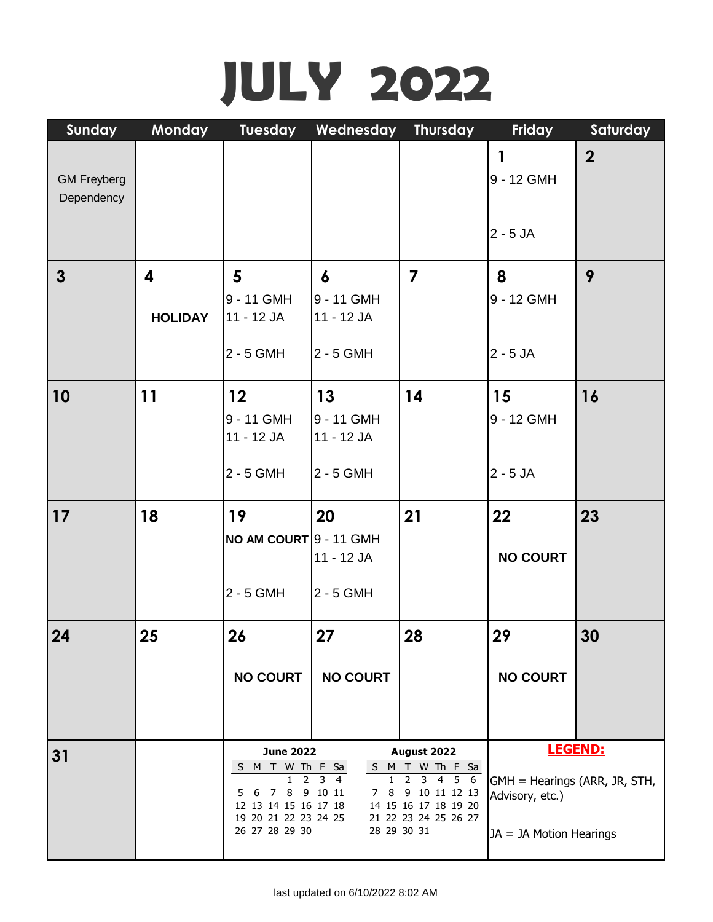# JULY 2022

| Sunday | Monday | Tuesday | Wednesday | Thursday | Friday | Saturday |
|---|---|---|---|---|---|---|
| GM Freyberg Dependency | | | | | **1**<br>9 - 12 GMH<br>2 - 5 JA | **2** |
| **3** | **4**<br>**HOLIDAY** | **5**<br>9 - 11 GMH<br>11 - 12 JA<br>2 - 5 GMH | **6**<br>9 - 11 GMH<br>11 - 12 JA<br>2 - 5 GMH | **7** | **8**<br>9 - 12 GMH<br>2 - 5 JA | **9** |
| **10** | **11** | **12**<br>9 - 11 GMH<br>11 - 12 JA<br>2 - 5 GMH | **13**<br>9 - 11 GMH<br>11 - 12 JA<br>2 - 5 GMH | **14** | **15**<br>9 - 12 GMH<br>2 - 5 JA | **16** |
| **17** | **18** | **19**<br>**NO AM COURT**<br>2 - 5 GMH | **20**<br>9 - 11 GMH<br>11 - 12 JA<br>2 - 5 GMH | **21** | **22**<br>**NO COURT** | **23** |
| **24** | **25** | **26**<br>**NO COURT** | **27**<br>**NO COURT** | **28** | **29**<br>**NO COURT** | **30** |
| **31** | | | | | | |

**June 2022**

| S | M | T | W | Th | F | Sa |
|---|---|---|---|---|---|---|
| | | | 1 | 2 | 3 | 4 |
| 5 | 6 | 7 | 8 | 9 | 10 | 11 |
| 12 | 13 | 14 | 15 | 16 | 17 | 18 |
| 19 | 20 | 21 | 22 | 23 | 24 | 25 |
| 26 | 27 | 28 | 29 | 30 | | |

**August 2022**

| S | M | T | W | Th | F | Sa |
|---|---|---|---|---|---|---|
| | 1 | 2 | 3 | 4 | 5 | 6 |
| 7 | 8 | 9 | 10 | 11 | 12 | 13 |
| 14 | 15 | 16 | 17 | 18 | 19 | 20 |
| 21 | 22 | 23 | 24 | 25 | 26 | 27 |
| 28 | 29 | 30 | 31 | | | |

**LEGEND:**

GMH = Hearings (ARR, JR, STH, Advisory, etc.)

JA = JA Motion Hearings

last updated on 6/10/2022 8:02 AM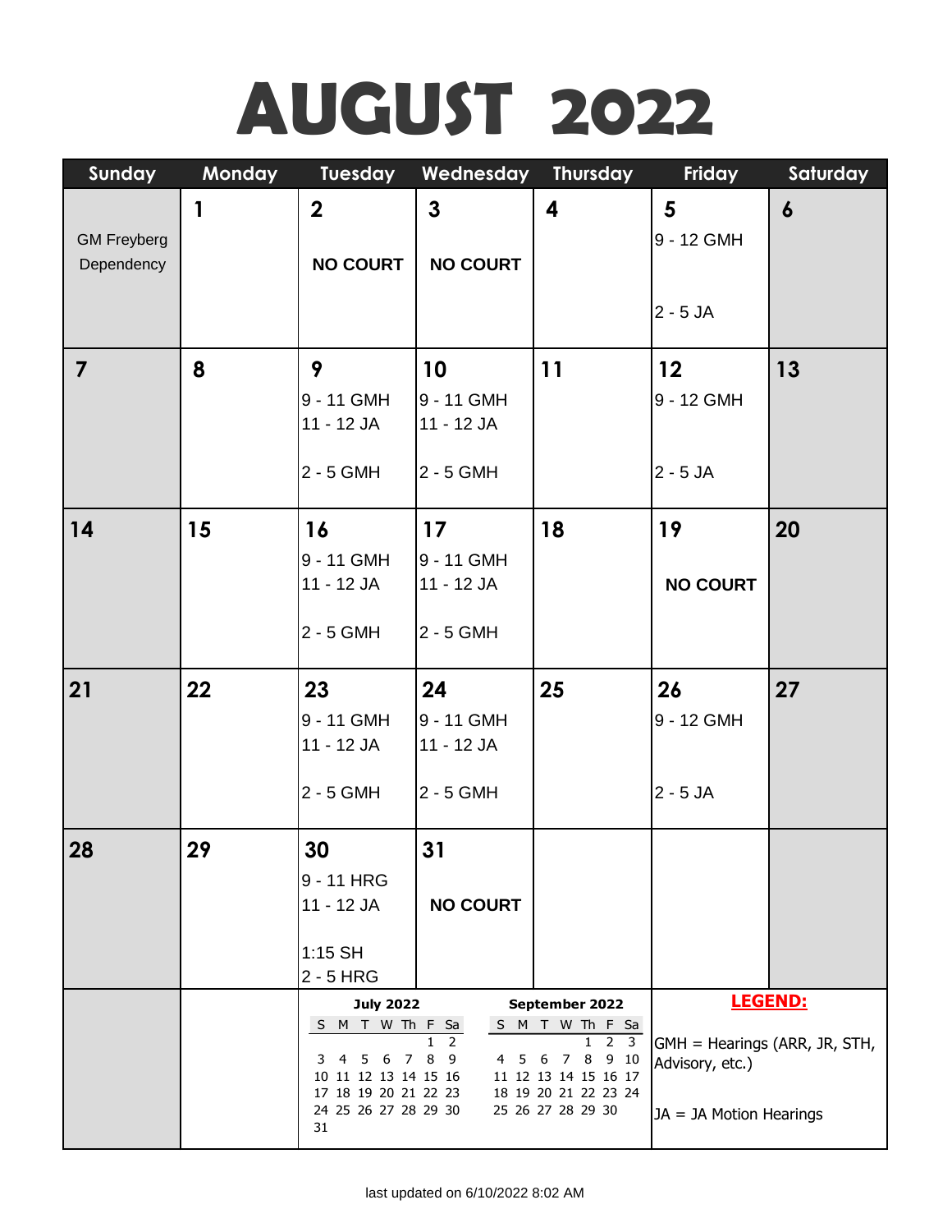# AUGUST 2022

| Sunday | Monday | Tuesday | Wednesday | Thursday | Friday | Saturday |
|---|---|---|---|---|---|---|
| GM Freyberg Dependency | **1** | **2** NO COURT | **3** NO COURT | **4** | **5** 9 - 12 GMH<br>2 - 5 JA | **6** |
| **7** | **8** | **9** 9 - 11 GMH<br>11 - 12 JA<br>2 - 5 GMH | **10** 9 - 11 GMH<br>11 - 12 JA<br>2 - 5 GMH | **11** | **12** 9 - 12 GMH<br>2 - 5 JA | **13** |
| **14** | **15** | **16** 9 - 11 GMH<br>11 - 12 JA<br>2 - 5 GMH | **17** 9 - 11 GMH<br>11 - 12 JA<br>2 - 5 GMH | **18** | **19** NO COURT | **20** |
| **21** | **22** | **23** 9 - 11 GMH<br>11 - 12 JA<br>2 - 5 GMH | **24** 9 - 11 GMH<br>11 - 12 JA<br>2 - 5 GMH | **25** | **26** 9 - 12 GMH<br>2 - 5 JA | **27** |
| **28** | **29** | **30** 9 - 11 HRG<br>11 - 12 JA<br>1:15 SH<br>2 - 5 HRG | **31** NO COURT | | | |

**July 2022**

| S | M | T | W | Th | F | Sa |
|---|---|---|---|---|---|---|
| | | | | | 1 | 2 |
| 3 | 4 | 5 | 6 | 7 | 8 | 9 |
| 10 | 11 | 12 | 13 | 14 | 15 | 16 |
| 17 | 18 | 19 | 20 | 21 | 22 | 23 |
| 24 | 25 | 26 | 27 | 28 | 29 | 30 |
| 31 | | | | | | |

**September 2022**

| S | M | T | W | Th | F | Sa |
|---|---|---|---|---|---|---|
| | | | | 1 | 2 | 3 |
| 4 | 5 | 6 | 7 | 8 | 9 | 10 |
| 11 | 12 | 13 | 14 | 15 | 16 | 17 |
| 18 | 19 | 20 | 21 | 22 | 23 | 24 |
| 25 | 26 | 27 | 28 | 29 | 30 | |

**LEGEND:**

GMH = Hearings (ARR, JR, STH, Advisory, etc.)

JA = JA Motion Hearings

last updated on 6/10/2022 8:02 AM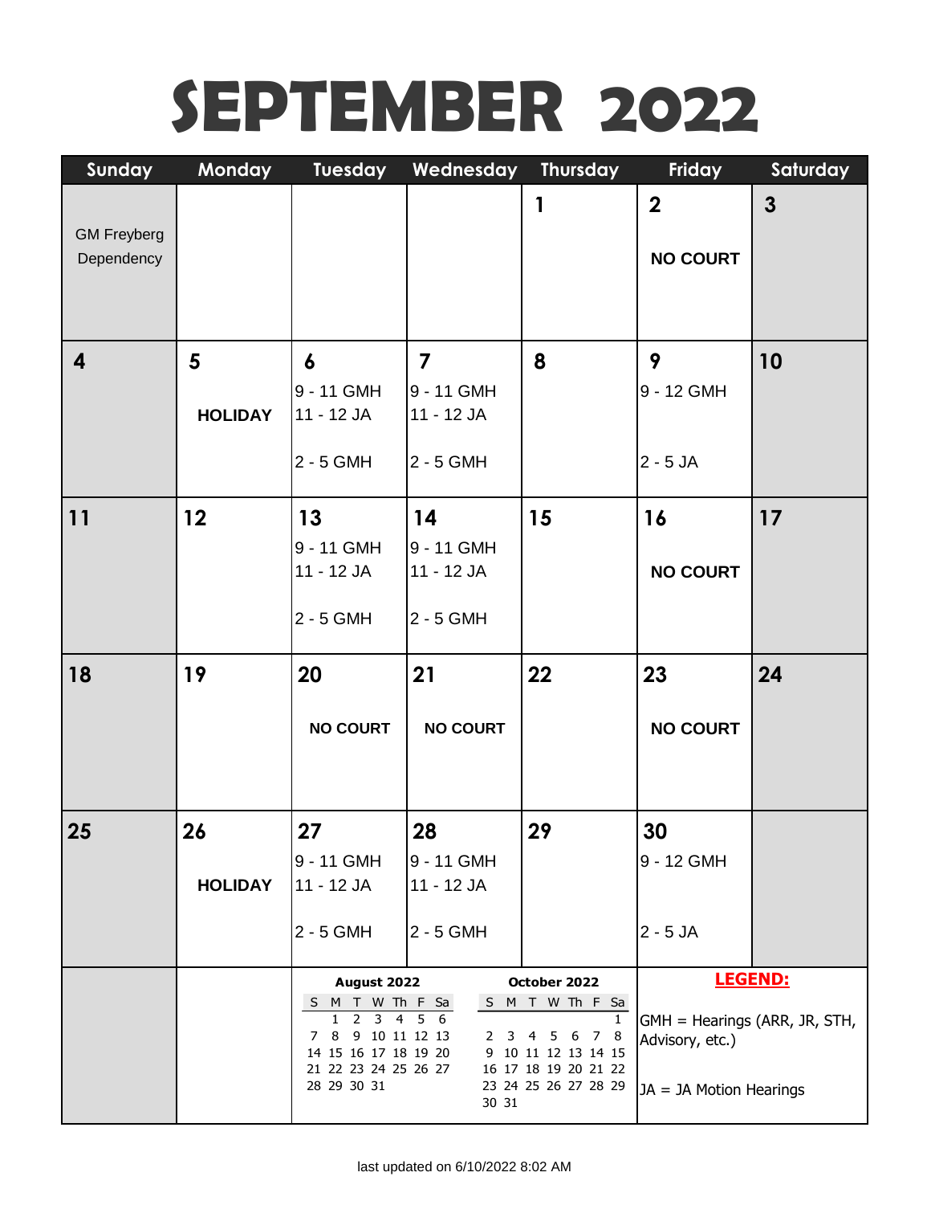# SEPTEMBER 2022

| Sunday | Monday | Tuesday | Wednesday | Thursday | Friday | Saturday |
|---|---|---|---|---|---|---|
| GM Freyberg Dependency | | | | 1 | 2<br>NO COURT | 3 |
| 4 | 5<br>HOLIDAY | 6<br>9 - 11 GMH<br>11 - 12 JA<br>2 - 5 GMH | 7<br>9 - 11 GMH<br>11 - 12 JA<br>2 - 5 GMH | 8 | 9<br>9 - 12 GMH<br>2 - 5 JA | 10 |
| 11 | 12 | 13<br>9 - 11 GMH<br>11 - 12 JA<br>2 - 5 GMH | 14<br>9 - 11 GMH<br>11 - 12 JA<br>2 - 5 GMH | 15 | 16<br>NO COURT | 17 |
| 18 | 19 | 20<br>NO COURT | 21<br>NO COURT | 22 | 23<br>NO COURT | 24 |
| 25 | 26<br>HOLIDAY | 27<br>9 - 11 GMH<br>11 - 12 JA<br>2 - 5 GMH | 28<br>9 - 11 GMH<br>11 - 12 JA<br>2 - 5 GMH | 29 | 30<br>9 - 12 GMH<br>2 - 5 JA | |

**August 2022**

| S | M | T | W | Th | F | Sa |
|---|---|---|---|---|---|---|
| | 1 | 2 | 3 | 4 | 5 | 6 |
| 7 | 8 | 9 | 10 | 11 | 12 | 13 |
| 14 | 15 | 16 | 17 | 18 | 19 | 20 |
| 21 | 22 | 23 | 24 | 25 | 26 | 27 |
| 28 | 29 | 30 | 31 | | | |

**October 2022**

| S | M | T | W | Th | F | Sa |
|---|---|---|---|---|---|---|
| | | | | | | 1 |
| 2 | 3 | 4 | 5 | 6 | 7 | 8 |
| 9 | 10 | 11 | 12 | 13 | 14 | 15 |
| 16 | 17 | 18 | 19 | 20 | 21 | 22 |
| 23 | 24 | 25 | 26 | 27 | 28 | 29 |
| 30 | 31 | | | | | |

**LEGEND:**

GMH = Hearings (ARR, JR, STH, Advisory, etc.)

JA = JA Motion Hearings

last updated on 6/10/2022 8:02 AM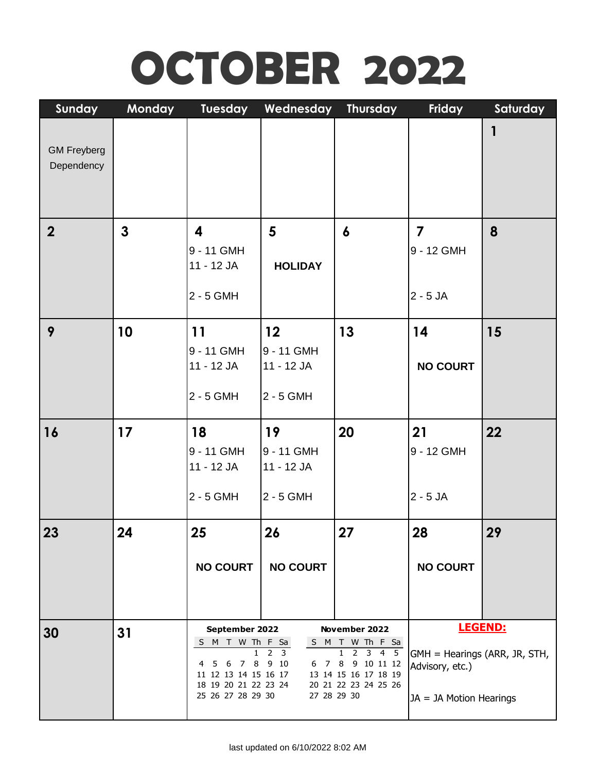# OCTOBER 2022

| Sunday | Monday | Tuesday | Wednesday | Thursday | Friday | Saturday |
|---|---|---|---|---|---|---|
| GM Freyberg Dependency | | | | | | **1** |
| **2** | **3** | **4**<br>9 - 11 GMH<br>11 - 12 JA<br>2 - 5 GMH | **5**<br>**HOLIDAY** | **6** | **7**<br>9 - 12 GMH<br>2 - 5 JA | **8** |
| **9** | **10** | **11**<br>9 - 11 GMH<br>11 - 12 JA<br>2 - 5 GMH | **12**<br>9 - 11 GMH<br>11 - 12 JA<br>2 - 5 GMH | **13** | **14**<br>**NO COURT** | **15** |
| **16** | **17** | **18**<br>9 - 11 GMH<br>11 - 12 JA<br>2 - 5 GMH | **19**<br>9 - 11 GMH<br>11 - 12 JA<br>2 - 5 GMH | **20** | **21**<br>9 - 12 GMH<br>2 - 5 JA | **22** |
| **23** | **24** | **25**<br>**NO COURT** | **26**<br>**NO COURT** | **27** | **28**<br>**NO COURT** | **29** |
| **30** | **31** | | | | | |

**September 2022**

| S | M | T | W | Th | F | Sa |
|---|---|---|---|---|---|---|
| | | | | 1 | 2 | 3 |
| 4 | 5 | 6 | 7 | 8 | 9 | 10 |
| 11 | 12 | 13 | 14 | 15 | 16 | 17 |
| 18 | 19 | 20 | 21 | 22 | 23 | 24 |
| 25 | 26 | 27 | 28 | 29 | 30 | |

**November 2022**

| S | M | T | W | Th | F | Sa |
|---|---|---|---|---|---|---|
| | | 1 | 2 | 3 | 4 | 5 |
| 6 | 7 | 8 | 9 | 10 | 11 | 12 |
| 13 | 14 | 15 | 16 | 17 | 18 | 19 |
| 20 | 21 | 22 | 23 | 24 | 25 | 26 |
| 27 | 28 | 29 | 30 | | | |

**LEGEND:**

GMH = Hearings (ARR, JR, STH, Advisory, etc.)

JA = JA Motion Hearings

last updated on 6/10/2022 8:02 AM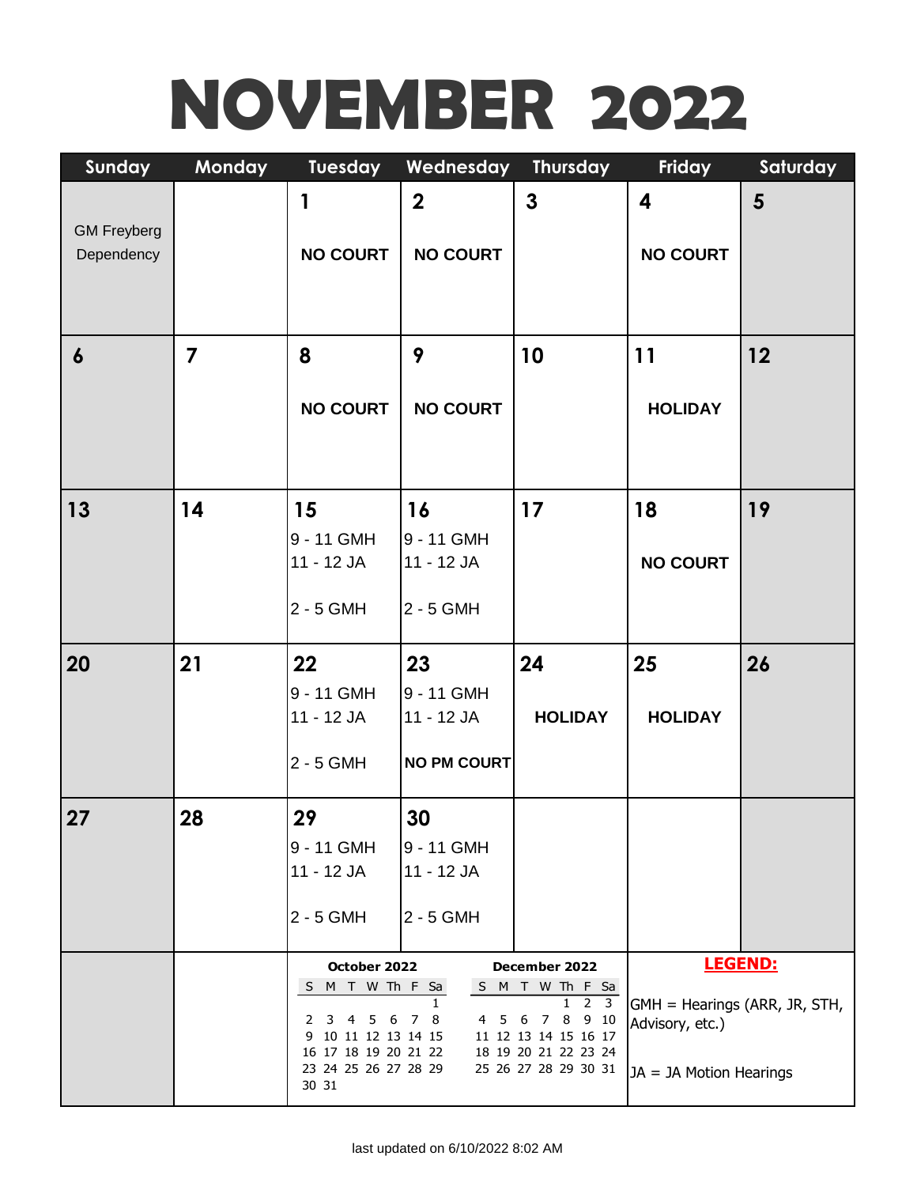# NOVEMBER 2022

| Sunday | Monday | Tuesday | Wednesday | Thursday | Friday | Saturday |
|---|---|---|---|---|---|---|
| GM Freyberg Dependency | | **1** NO COURT | **2** NO COURT | **3** | **4** NO COURT | **5** |
| **6** | **7** | **8** NO COURT | **9** NO COURT | **10** | **11** HOLIDAY | **12** |
| **13** | **14** | **15** 9 - 11 GMH 11 - 12 JA 2 - 5 GMH | **16** 9 - 11 GMH 11 - 12 JA 2 - 5 GMH | **17** | **18** NO COURT | **19** |
| **20** | **21** | **22** 9 - 11 GMH 11 - 12 JA 2 - 5 GMH | **23** 9 - 11 GMH 11 - 12 JA NO PM COURT | **24** HOLIDAY | **25** HOLIDAY | **26** |
| **27** | **28** | **29** 9 - 11 GMH 11 - 12 JA 2 - 5 GMH | **30** 9 - 11 GMH 11 - 12 JA 2 - 5 GMH | | | |

**October 2022**

| S | M | T | W | Th | F | Sa |
|---|---|---|---|---|---|---|
| | | | | | | 1 |
| 2 | 3 | 4 | 5 | 6 | 7 | 8 |
| 9 | 10 | 11 | 12 | 13 | 14 | 15 |
| 16 | 17 | 18 | 19 | 20 | 21 | 22 |
| 23 | 24 | 25 | 26 | 27 | 28 | 29 |
| 30 | 31 | | | | | |

**December 2022**

| S | M | T | W | Th | F | Sa |
|---|---|---|---|---|---|---|
| | | | | 1 | 2 | 3 |
| 4 | 5 | 6 | 7 | 8 | 9 | 10 |
| 11 | 12 | 13 | 14 | 15 | 16 | 17 |
| 18 | 19 | 20 | 21 | 22 | 23 | 24 |
| 25 | 26 | 27 | 28 | 29 | 30 | 31 |

**LEGEND:**

GMH = Hearings (ARR, JR, STH, Advisory, etc.)

JA = JA Motion Hearings

last updated on 6/10/2022 8:02 AM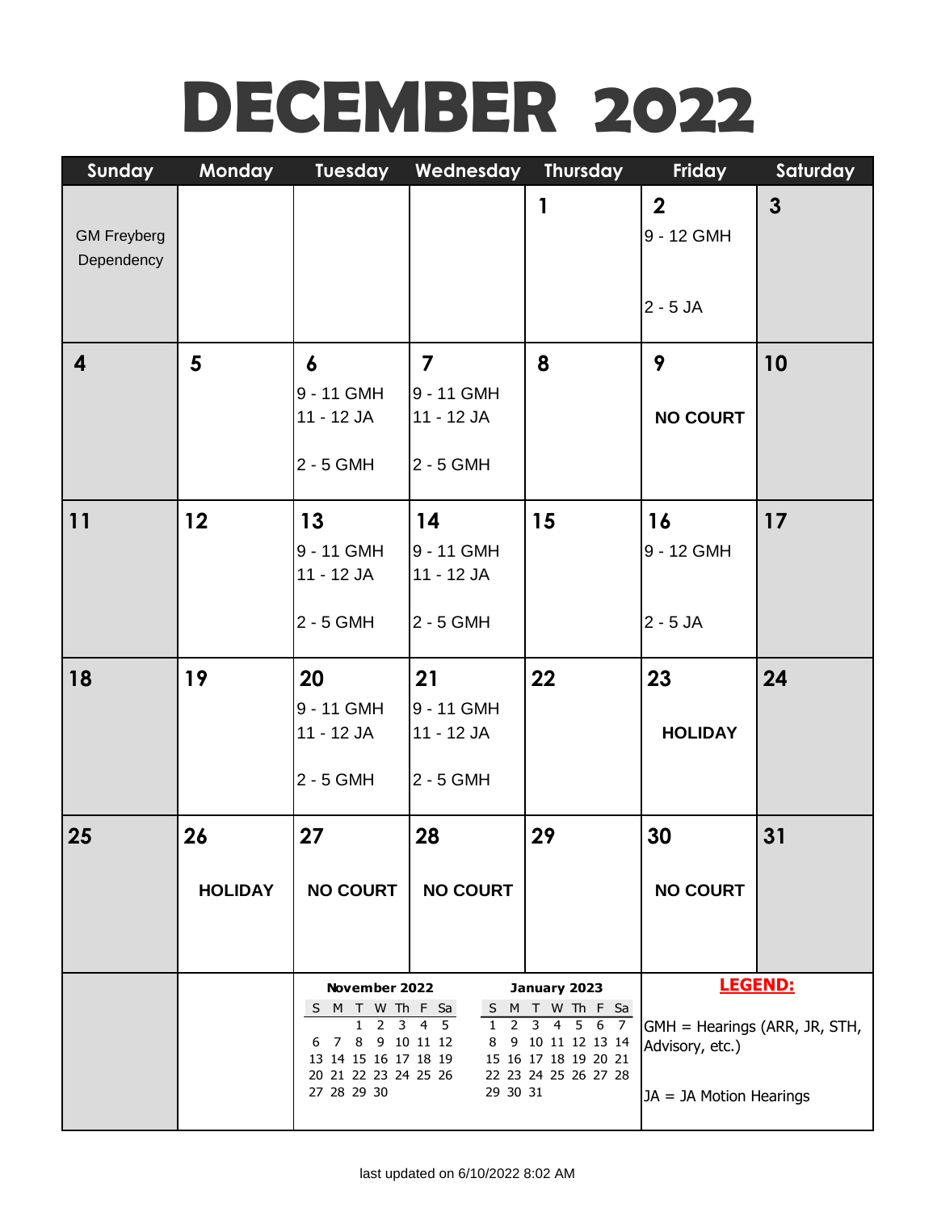# DECEMBER 2022

| Sunday | Monday | Tuesday | Wednesday | Thursday | Friday | Saturday |
|---|---|---|---|---|---|---|
| GM Freyberg Dependency | | | | 1 | 2<br>9 - 12 GMH<br><br>2 - 5 JA | 3 |
| 4 | 5 | 6<br>9 - 11 GMH<br>11 - 12 JA<br><br>2 - 5 GMH | 7<br>9 - 11 GMH<br>11 - 12 JA<br><br>2 - 5 GMH | 8 | 9<br><br>**NO COURT** | 10 |
| 11 | 12 | 13<br>9 - 11 GMH<br>11 - 12 JA<br><br>2 - 5 GMH | 14<br>9 - 11 GMH<br>11 - 12 JA<br><br>2 - 5 GMH | 15 | 16<br>9 - 12 GMH<br><br>2 - 5 JA | 17 |
| 18 | 19 | 20<br>9 - 11 GMH<br>11 - 12 JA<br><br>2 - 5 GMH | 21<br>9 - 11 GMH<br>11 - 12 JA<br><br>2 - 5 GMH | 22 | 23<br><br>**HOLIDAY** | 24 |
| 25 | 26<br><br>**HOLIDAY** | 27<br><br>**NO COURT** | 28<br><br>**NO COURT** | 29 | 30<br><br>**NO COURT** | 31 |

**November 2022**

| S | M | T | W | Th | F | Sa |
|---|---|---|---|---|---|---|
| | | 1 | 2 | 3 | 4 | 5 |
| 6 | 7 | 8 | 9 | 10 | 11 | 12 |
| 13 | 14 | 15 | 16 | 17 | 18 | 19 |
| 20 | 21 | 22 | 23 | 24 | 25 | 26 |
| 27 | 28 | 29 | 30 | | | |

**January 2023**

| S | M | T | W | Th | F | Sa |
|---|---|---|---|---|---|---|
| 1 | 2 | 3 | 4 | 5 | 6 | 7 |
| 8 | 9 | 10 | 11 | 12 | 13 | 14 |
| 15 | 16 | 17 | 18 | 19 | 20 | 21 |
| 22 | 23 | 24 | 25 | 26 | 27 | 28 |
| 29 | 30 | 31 | | | | |

**LEGEND:**

GMH = Hearings (ARR, JR, STH, Advisory, etc.)

JA = JA Motion Hearings

last updated on 6/10/2022 8:02 AM